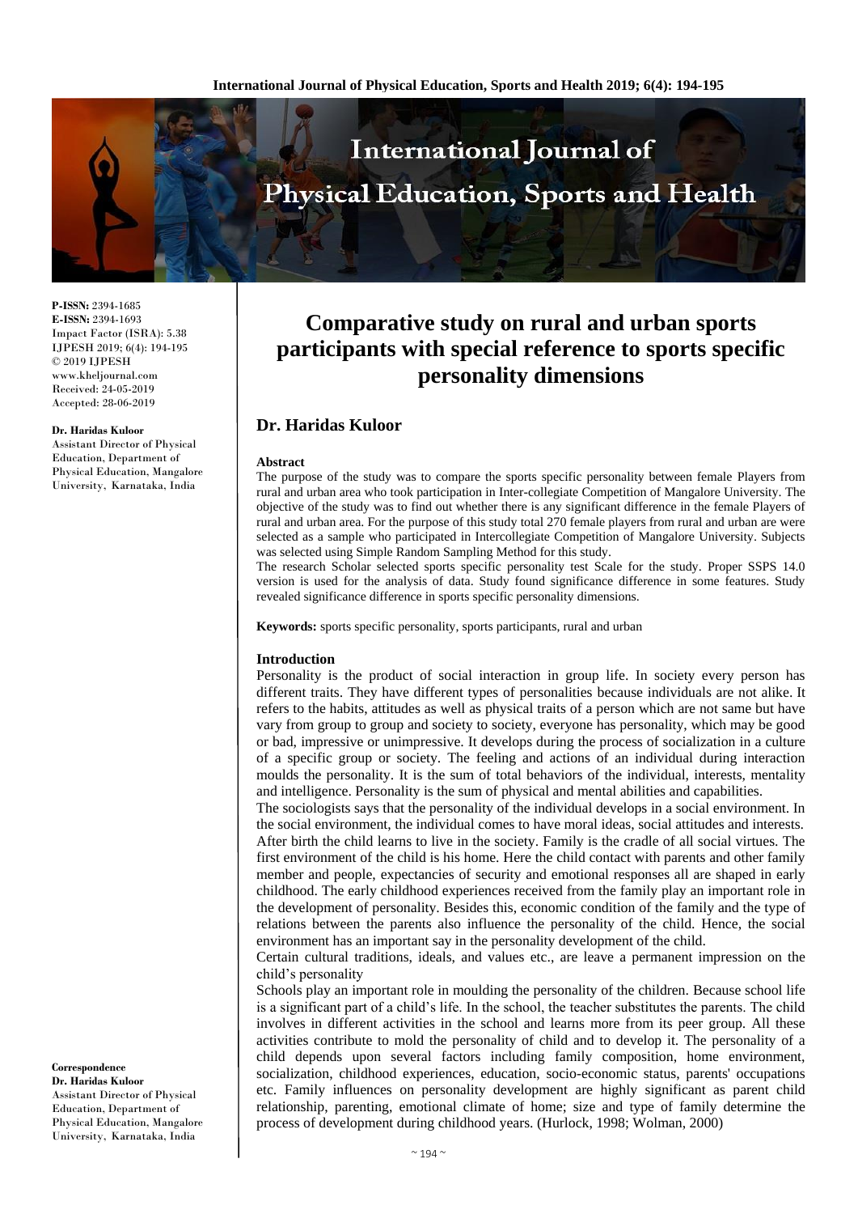**P-ISSN:** 2394-1685
**E-ISSN:** 2394-1693
Impact Factor (ISRA): 5.38
IJPESH 2019; 6(4): 194-195
© 2019 IJPESH
www.kheljournal.com
Received: 24-05-2019
Accepted: 28-06-2019

**Dr. Haridas Kuloor**
Assistant Director of Physical Education, Department of Physical Education, Mangalore University, Karnataka, India

**Correspondence**
**Dr. Haridas Kuloor**
Assistant Director of Physical Education, Department of Physical Education, Mangalore University, Karnataka, India

# Comparative study on rural and urban sports participants with special reference to sports specific personality dimensions

## Dr. Haridas Kuloor

### Abstract

The purpose of the study was to compare the sports specific personality between female Players from rural and urban area who took participation in Inter-collegiate Competition of Mangalore University. The objective of the study was to find out whether there is any significant difference in the female Players of rural and urban area. For the purpose of this study total 270 female players from rural and urban are were selected as a sample who participated in Intercollegiate Competition of Mangalore University. Subjects was selected using Simple Random Sampling Method for this study.

The research Scholar selected sports specific personality test Scale for the study. Proper SSPS 14.0 version is used for the analysis of data. Study found significance difference in some features. Study revealed significance difference in sports specific personality dimensions.

**Keywords:** sports specific personality, sports participants, rural and urban

### Introduction

Personality is the product of social interaction in group life. In society every person has different traits. They have different types of personalities because individuals are not alike. It refers to the habits, attitudes as well as physical traits of a person which are not same but have vary from group to group and society to society, everyone has personality, which may be good or bad, impressive or unimpressive. It develops during the process of socialization in a culture of a specific group or society. The feeling and actions of an individual during interaction moulds the personality. It is the sum of total behaviors of the individual, interests, mentality and intelligence. Personality is the sum of physical and mental abilities and capabilities.

The sociologists says that the personality of the individual develops in a social environment. In the social environment, the individual comes to have moral ideas, social attitudes and interests. After birth the child learns to live in the society. Family is the cradle of all social virtues. The first environment of the child is his home. Here the child contact with parents and other family member and people, expectancies of security and emotional responses all are shaped in early childhood. The early childhood experiences received from the family play an important role in the development of personality. Besides this, economic condition of the family and the type of relations between the parents also influence the personality of the child. Hence, the social environment has an important say in the personality development of the child.

Certain cultural traditions, ideals, and values etc., are leave a permanent impression on the child's personality

Schools play an important role in moulding the personality of the children. Because school life is a significant part of a child's life. In the school, the teacher substitutes the parents. The child involves in different activities in the school and learns more from its peer group. All these activities contribute to mold the personality of child and to develop it. The personality of a child depends upon several factors including family composition, home environment, socialization, childhood experiences, education, socio-economic status, parents' occupations etc. Family influences on personality development are highly significant as parent child relationship, parenting, emotional climate of home; size and type of family determine the process of development during childhood years. (Hurlock, 1998; Wolman, 2000)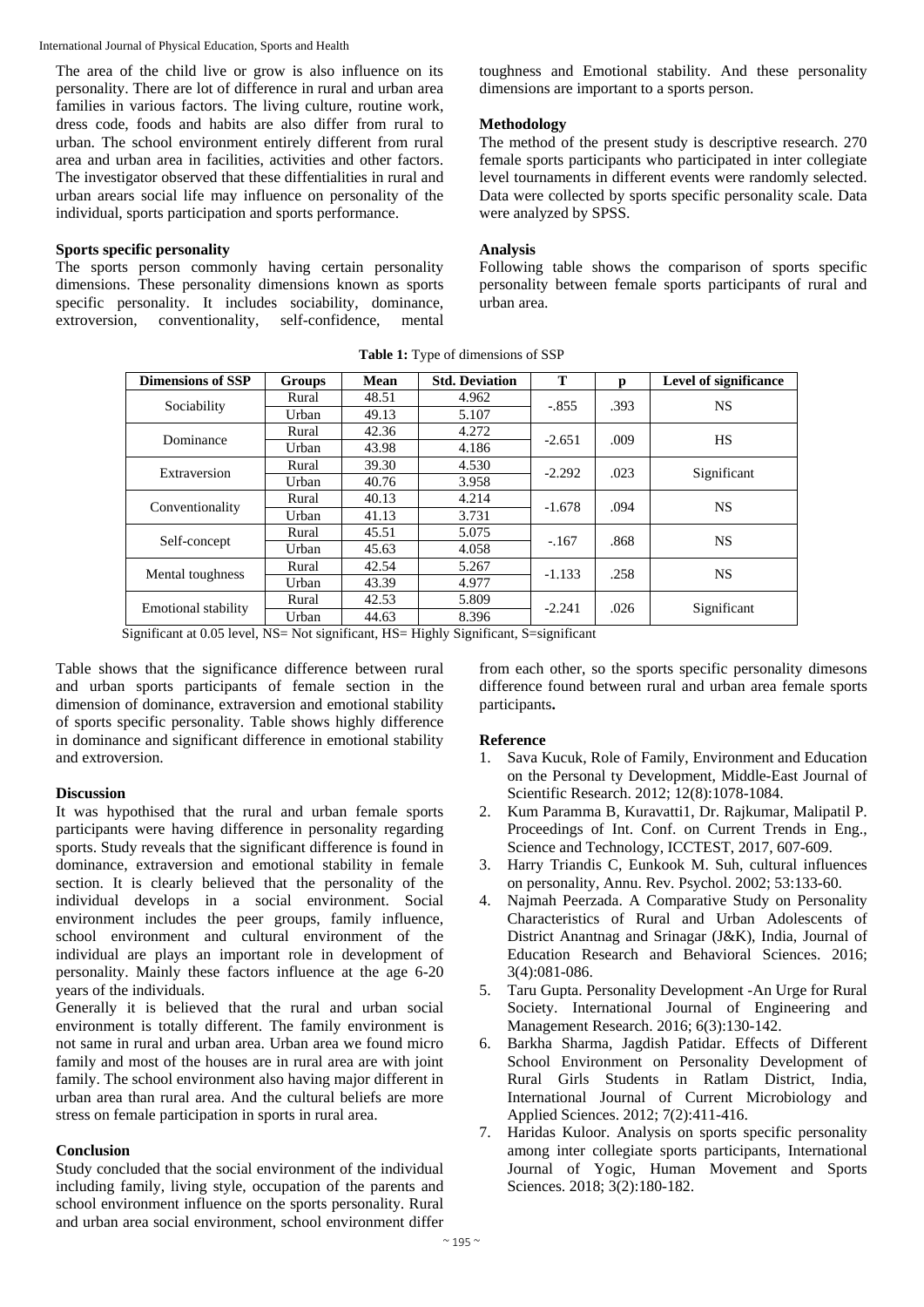The area of the child live or grow is also influence on its personality. There are lot of difference in rural and urban area families in various factors. The living culture, routine work, dress code, foods and habits are also differ from rural to urban. The school environment entirely different from rural area and urban area in facilities, activities and other factors. The investigator observed that these diffentialities in rural and urban arears social life may influence on personality of the individual, sports participation and sports performance.

**Sports specific personality**

The sports person commonly having certain personality dimensions. These personality dimensions known as sports specific personality. It includes sociability, dominance, extroversion, conventionality, self-confidence, mental toughness and Emotional stability. And these personality dimensions are important to a sports person.

**Methodology**

The method of the present study is descriptive research. 270 female sports participants who participated in inter collegiate level tournaments in different events were randomly selected. Data were collected by sports specific personality scale. Data were analyzed by SPSS.

**Analysis**

Following table shows the comparison of sports specific personality between female sports participants of rural and urban area.

**Table 1:** Type of dimensions of SSP

| Dimensions of SSP | Groups | Mean | Std. Deviation | T | p | Level of significance |
|---|---|---|---|---|---|---|
| Sociability | Rural | 48.51 | 4.962 | -.855 | .393 | NS |
| | Urban | 49.13 | 5.107 | | | |
| Dominance | Rural | 42.36 | 4.272 | -2.651 | .009 | HS |
| | Urban | 43.98 | 4.186 | | | |
| Extraversion | Rural | 39.30 | 4.530 | -2.292 | .023 | Significant |
| | Urban | 40.76 | 3.958 | | | |
| Conventionality | Rural | 40.13 | 4.214 | -1.678 | .094 | NS |
| | Urban | 41.13 | 3.731 | | | |
| Self-concept | Rural | 45.51 | 5.075 | -.167 | .868 | NS |
| | Urban | 45.63 | 4.058 | | | |
| Mental toughness | Rural | 42.54 | 5.267 | -1.133 | .258 | NS |
| | Urban | 43.39 | 4.977 | | | |
| Emotional stability | Rural | 42.53 | 5.809 | -2.241 | .026 | Significant |
| | Urban | 44.63 | 8.396 | | | |

Significant at 0.05 level, NS= Not significant, HS= Highly Significant, S=significant

Table shows that the significance difference between rural and urban sports participants of female section in the dimension of dominance, extraversion and emotional stability of sports specific personality. Table shows highly difference in dominance and significant difference in emotional stability and extroversion.

**Discussion**

It was hypothised that the rural and urban female sports participants were having difference in personality regarding sports. Study reveals that the significant difference is found in dominance, extraversion and emotional stability in female section. It is clearly believed that the personality of the individual develops in a social environment. Social environment includes the peer groups, family influence, school environment and cultural environment of the individual are plays an important role in development of personality. Mainly these factors influence at the age 6-20 years of the individuals.

Generally it is believed that the rural and urban social environment is totally different. The family environment is not same in rural and urban area. Urban area we found micro family and most of the houses are in rural area are with joint family. The school environment also having major different in urban area than rural area. And the cultural beliefs are more stress on female participation in sports in rural area.

**Conclusion**

Study concluded that the social environment of the individual including family, living style, occupation of the parents and school environment influence on the sports personality. Rural and urban area social environment, school environment differ from each other, so the sports specific personality dimesons difference found between rural and urban area female sports participants**.**

**Reference**

1. Sava Kucuk, Role of Family, Environment and Education on the Personal ty Development, Middle-East Journal of Scientific Research. 2012; 12(8):1078-1084.
2. Kum Paramma B, Kuravatti1, Dr. Rajkumar, Malipatil P. Proceedings of Int. Conf. on Current Trends in Eng., Science and Technology, ICCTEST, 2017, 607-609.
3. Harry Triandis C, Eunkook M. Suh, cultural influences on personality, Annu. Rev. Psychol. 2002; 53:133-60.
4. Najmah Peerzada. A Comparative Study on Personality Characteristics of Rural and Urban Adolescents of District Anantnag and Srinagar (J&K), India, Journal of Education Research and Behavioral Sciences. 2016; 3(4):081-086.
5. Taru Gupta. Personality Development -An Urge for Rural Society. International Journal of Engineering and Management Research. 2016; 6(3):130-142.
6. Barkha Sharma, Jagdish Patidar. Effects of Different School Environment on Personality Development of Rural Girls Students in Ratlam District, India, International Journal of Current Microbiology and Applied Sciences. 2012; 7(2):411-416.
7. Haridas Kuloor. Analysis on sports specific personality among inter collegiate sports participants, International Journal of Yogic, Human Movement and Sports Sciences. 2018; 3(2):180-182.